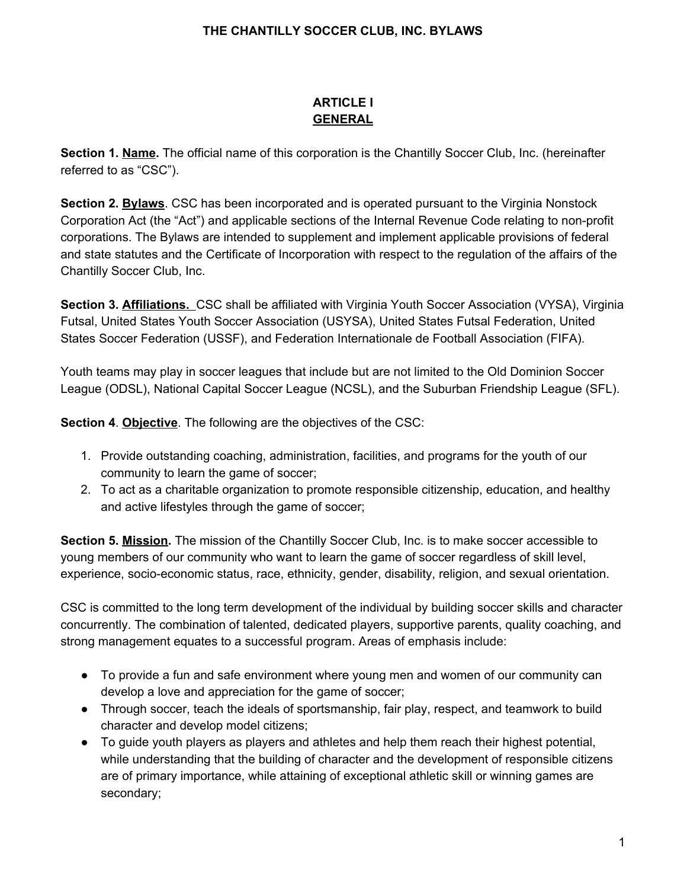# THE CHANTILLY SOCCER CLUB, INC. BYLAWS

## ARTICLE I
## GENERAL

**Section 1. Name.** The official name of this corporation is the Chantilly Soccer Club, Inc. (hereinafter referred to as “CSC”).

**Section 2. Bylaws**. CSC has been incorporated and is operated pursuant to the Virginia Nonstock Corporation Act (the “Act”) and applicable sections of the Internal Revenue Code relating to non-profit corporations. The Bylaws are intended to supplement and implement applicable provisions of federal and state statutes and the Certificate of Incorporation with respect to the regulation of the affairs of the Chantilly Soccer Club, Inc.

**Section 3. Affiliations.** CSC shall be affiliated with Virginia Youth Soccer Association (VYSA), Virginia Futsal, United States Youth Soccer Association (USYSA), United States Futsal Federation, United States Soccer Federation (USSF), and Federation Internationale de Football Association (FIFA).

Youth teams may play in soccer leagues that include but are not limited to the Old Dominion Soccer League (ODSL), National Capital Soccer League (NCSL), and the Suburban Friendship League (SFL).

**Section 4**. **Objective**. The following are the objectives of the CSC:

1. Provide outstanding coaching, administration, facilities, and programs for the youth of our community to learn the game of soccer;
2. To act as a charitable organization to promote responsible citizenship, education, and healthy and active lifestyles through the game of soccer;

**Section 5. Mission.** The mission of the Chantilly Soccer Club, Inc. is to make soccer accessible to young members of our community who want to learn the game of soccer regardless of skill level, experience, socio-economic status, race, ethnicity, gender, disability, religion, and sexual orientation.

CSC is committed to the long term development of the individual by building soccer skills and character concurrently. The combination of talented, dedicated players, supportive parents, quality coaching, and strong management equates to a successful program. Areas of emphasis include:

- To provide a fun and safe environment where young men and women of our community can develop a love and appreciation for the game of soccer;
- Through soccer, teach the ideals of sportsmanship, fair play, respect, and teamwork to build character and develop model citizens;
- To guide youth players as players and athletes and help them reach their highest potential, while understanding that the building of character and the development of responsible citizens are of primary importance, while attaining of exceptional athletic skill or winning games are secondary;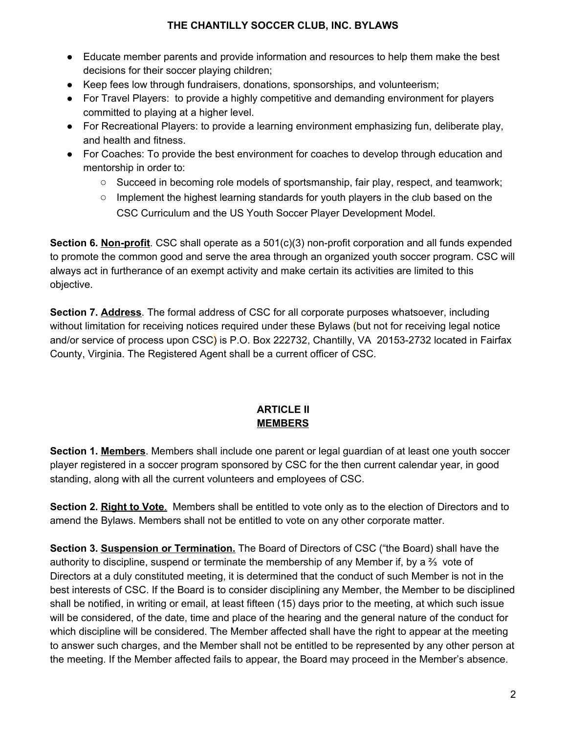- Educate member parents and provide information and resources to help them make the best decisions for their soccer playing children;
- Keep fees low through fundraisers, donations, sponsorships, and volunteerism;
- For Travel Players: to provide a highly competitive and demanding environment for players committed to playing at a higher level.
- For Recreational Players: to provide a learning environment emphasizing fun, deliberate play, and health and fitness.
- For Coaches: To provide the best environment for coaches to develop through education and mentorship in order to:
  - Succeed in becoming role models of sportsmanship, fair play, respect, and teamwork;
  - Implement the highest learning standards for youth players in the club based on the CSC Curriculum and the US Youth Soccer Player Development Model.

**Section 6. Non-profit**. CSC shall operate as a 501(c)(3) non-profit corporation and all funds expended to promote the common good and serve the area through an organized youth soccer program. CSC will always act in furtherance of an exempt activity and make certain its activities are limited to this objective.

**Section 7. Address**. The formal address of CSC for all corporate purposes whatsoever, including without limitation for receiving notices required under these Bylaws (but not for receiving legal notice and/or service of process upon CSC) is P.O. Box 222732, Chantilly, VA 20153-2732 located in Fairfax County, Virginia. The Registered Agent shall be a current officer of CSC.

## ARTICLE II
## MEMBERS

**Section 1. Members**. Members shall include one parent or legal guardian of at least one youth soccer player registered in a soccer program sponsored by CSC for the then current calendar year, in good standing, along with all the current volunteers and employees of CSC.

**Section 2. Right to Vote**. Members shall be entitled to vote only as to the election of Directors and to amend the Bylaws. Members shall not be entitled to vote on any other corporate matter.

**Section 3. Suspension or Termination.** The Board of Directors of CSC ("the Board) shall have the authority to discipline, suspend or terminate the membership of any Member if, by a ⅔ vote of Directors at a duly constituted meeting, it is determined that the conduct of such Member is not in the best interests of CSC. If the Board is to consider disciplining any Member, the Member to be disciplined shall be notified, in writing or email, at least fifteen (15) days prior to the meeting, at which such issue will be considered, of the date, time and place of the hearing and the general nature of the conduct for which discipline will be considered. The Member affected shall have the right to appear at the meeting to answer such charges, and the Member shall not be entitled to be represented by any other person at the meeting. If the Member affected fails to appear, the Board may proceed in the Member's absence.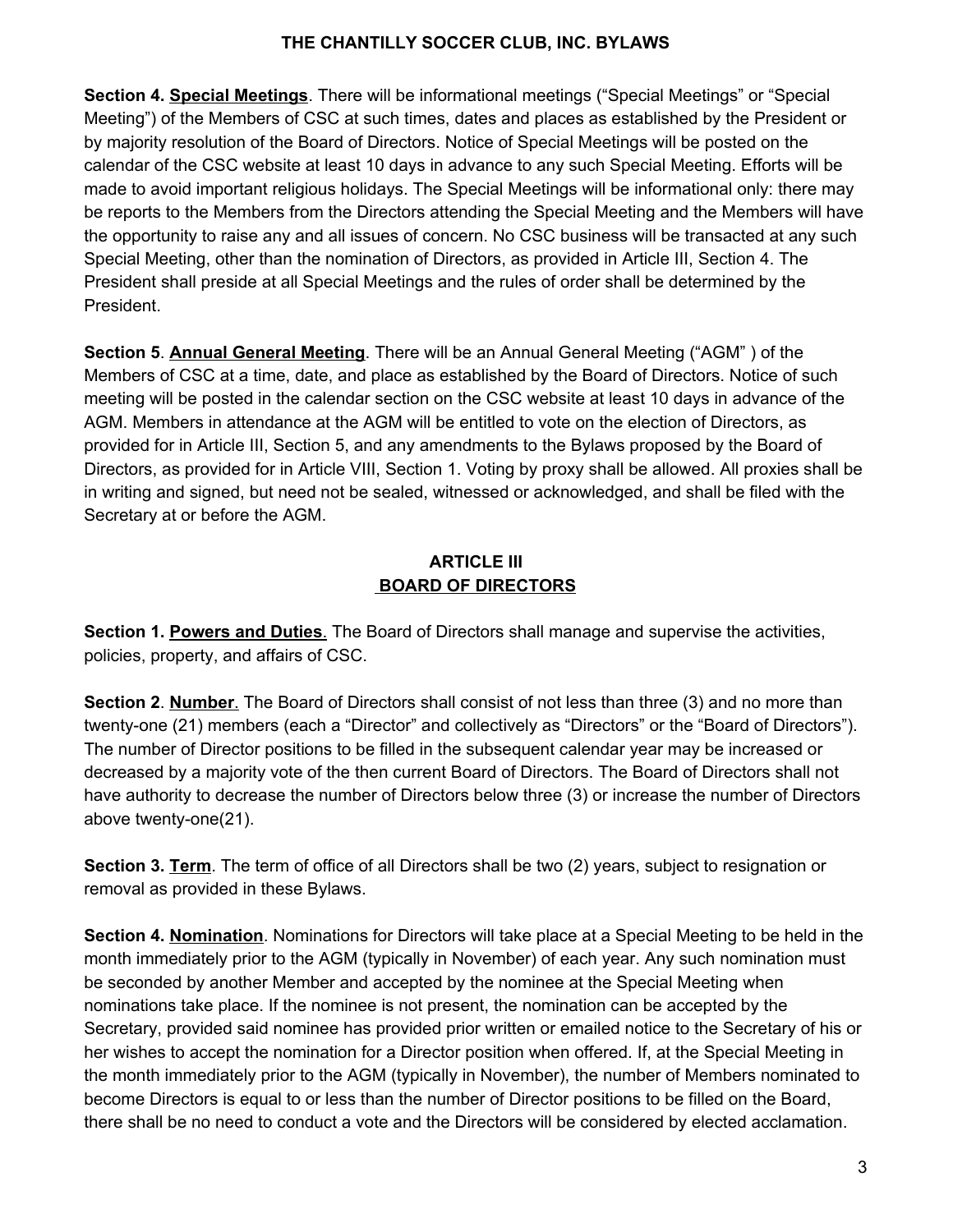**Section 4. <u>Special Meetings</u>**. There will be informational meetings ("Special Meetings" or "Special Meeting") of the Members of CSC at such times, dates and places as established by the President or by majority resolution of the Board of Directors. Notice of Special Meetings will be posted on the calendar of the CSC website at least 10 days in advance to any such Special Meeting. Efforts will be made to avoid important religious holidays. The Special Meetings will be informational only: there may be reports to the Members from the Directors attending the Special Meeting and the Members will have the opportunity to raise any and all issues of concern. No CSC business will be transacted at any such Special Meeting, other than the nomination of Directors, as provided in Article III, Section 4. The President shall preside at all Special Meetings and the rules of order shall be determined by the President.

**Section 5**. **<u>Annual General Meeting</u>**. There will be an Annual General Meeting ("AGM" ) of the Members of CSC at a time, date, and place as established by the Board of Directors. Notice of such meeting will be posted in the calendar section on the CSC website at least 10 days in advance of the AGM. Members in attendance at the AGM will be entitled to vote on the election of Directors, as provided for in Article III, Section 5, and any amendments to the Bylaws proposed by the Board of Directors, as provided for in Article VIII, Section 1. Voting by proxy shall be allowed. All proxies shall be in writing and signed, but need not be sealed, witnessed or acknowledged, and shall be filed with the Secretary at or before the AGM.

## ARTICLE III
## <u>BOARD OF DIRECTORS</u>

**Section 1. <u>Powers and Duties</u>**. The Board of Directors shall manage and supervise the activities, policies, property, and affairs of CSC.

**Section 2**. **<u>Number</u>**. The Board of Directors shall consist of not less than three (3) and no more than twenty-one (21) members (each a "Director" and collectively as "Directors" or the "Board of Directors"). The number of Director positions to be filled in the subsequent calendar year may be increased or decreased by a majority vote of the then current Board of Directors. The Board of Directors shall not have authority to decrease the number of Directors below three (3) or increase the number of Directors above twenty-one(21).

**Section 3. <u>Term</u>**. The term of office of all Directors shall be two (2) years, subject to resignation or removal as provided in these Bylaws.

**Section 4. <u>Nomination</u>**. Nominations for Directors will take place at a Special Meeting to be held in the month immediately prior to the AGM (typically in November) of each year. Any such nomination must be seconded by another Member and accepted by the nominee at the Special Meeting when nominations take place. If the nominee is not present, the nomination can be accepted by the Secretary, provided said nominee has provided prior written or emailed notice to the Secretary of his or her wishes to accept the nomination for a Director position when offered. If, at the Special Meeting in the month immediately prior to the AGM (typically in November), the number of Members nominated to become Directors is equal to or less than the number of Director positions to be filled on the Board, there shall be no need to conduct a vote and the Directors will be considered by elected acclamation.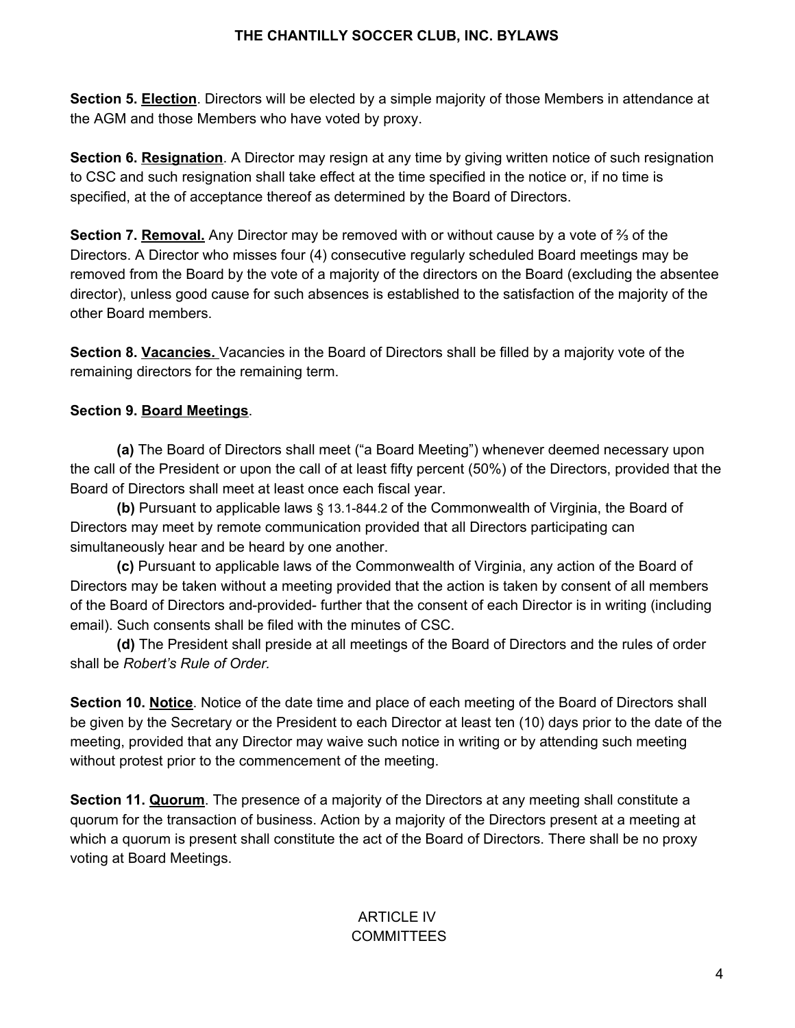**Section 5. <u>Election</u>**. Directors will be elected by a simple majority of those Members in attendance at the AGM and those Members who have voted by proxy.

**Section 6. <u>Resignation</u>**. A Director may resign at any time by giving written notice of such resignation to CSC and such resignation shall take effect at the time specified in the notice or, if no time is specified, at the of acceptance thereof as determined by the Board of Directors.

**Section 7. <u>Removal.</u>** Any Director may be removed with or without cause by a vote of ⅔ of the Directors. A Director who misses four (4) consecutive regularly scheduled Board meetings may be removed from the Board by the vote of a majority of the directors on the Board (excluding the absentee director), unless good cause for such absences is established to the satisfaction of the majority of the other Board members.

**Section 8. <u>Vacancies.</u>** Vacancies in the Board of Directors shall be filled by a majority vote of the remaining directors for the remaining term.

**Section 9. <u>Board Meetings</u>**.

**(a)** The Board of Directors shall meet ("a Board Meeting") whenever deemed necessary upon the call of the President or upon the call of at least fifty percent (50%) of the Directors, provided that the Board of Directors shall meet at least once each fiscal year.

**(b)** Pursuant to applicable laws § 13.1-844.2 of the Commonwealth of Virginia, the Board of Directors may meet by remote communication provided that all Directors participating can simultaneously hear and be heard by one another.

**(c)** Pursuant to applicable laws of the Commonwealth of Virginia, any action of the Board of Directors may be taken without a meeting provided that the action is taken by consent of all members of the Board of Directors and-provided- further that the consent of each Director is in writing (including email). Such consents shall be filed with the minutes of CSC.

**(d)** The President shall preside at all meetings of the Board of Directors and the rules of order shall be *Robert's Rule of Order.*

**Section 10. <u>Notice</u>**. Notice of the date time and place of each meeting of the Board of Directors shall be given by the Secretary or the President to each Director at least ten (10) days prior to the date of the meeting, provided that any Director may waive such notice in writing or by attending such meeting without protest prior to the commencement of the meeting.

**Section 11. <u>Quorum</u>**. The presence of a majority of the Directors at any meeting shall constitute a quorum for the transaction of business. Action by a majority of the Directors present at a meeting at which a quorum is present shall constitute the act of the Board of Directors. There shall be no proxy voting at Board Meetings.

## ARTICLE IV
## COMMITTEES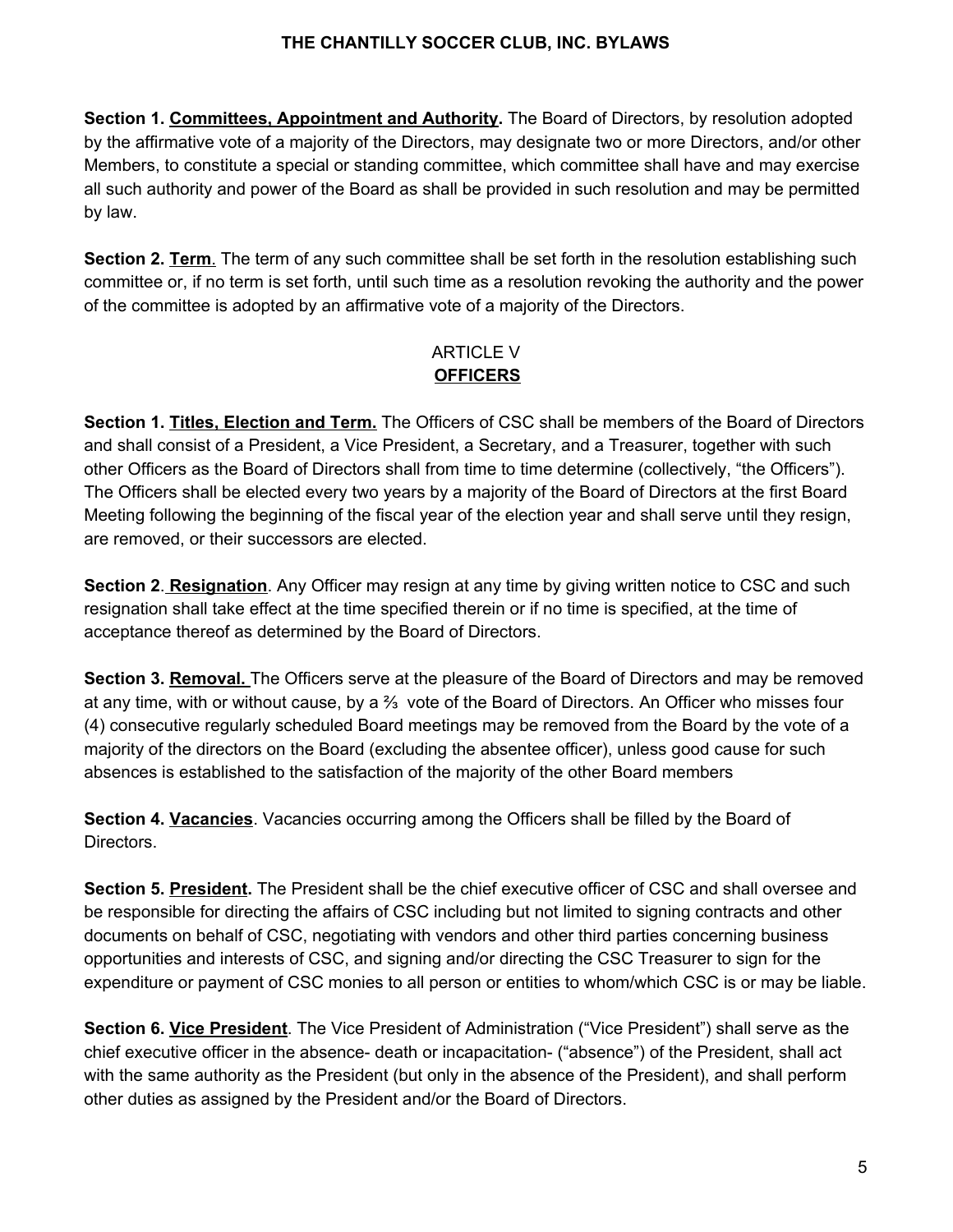**Section 1. Committees, Appointment and Authority.** The Board of Directors, by resolution adopted by the affirmative vote of a majority of the Directors, may designate two or more Directors, and/or other Members, to constitute a special or standing committee, which committee shall have and may exercise all such authority and power of the Board as shall be provided in such resolution and may be permitted by law.

**Section 2. Term**. The term of any such committee shall be set forth in the resolution establishing such committee or, if no term is set forth, until such time as a resolution revoking the authority and the power of the committee is adopted by an affirmative vote of a majority of the Directors.

## ARTICLE V
## OFFICERS

**Section 1. Titles, Election and Term.** The Officers of CSC shall be members of the Board of Directors and shall consist of a President, a Vice President, a Secretary, and a Treasurer, together with such other Officers as the Board of Directors shall from time to time determine (collectively, "the Officers"). The Officers shall be elected every two years by a majority of the Board of Directors at the first Board Meeting following the beginning of the fiscal year of the election year and shall serve until they resign, are removed, or their successors are elected.

**Section 2. Resignation**. Any Officer may resign at any time by giving written notice to CSC and such resignation shall take effect at the time specified therein or if no time is specified, at the time of acceptance thereof as determined by the Board of Directors.

**Section 3. Removal.** The Officers serve at the pleasure of the Board of Directors and may be removed at any time, with or without cause, by a ⅔ vote of the Board of Directors. An Officer who misses four (4) consecutive regularly scheduled Board meetings may be removed from the Board by the vote of a majority of the directors on the Board (excluding the absentee officer), unless good cause for such absences is established to the satisfaction of the majority of the other Board members

**Section 4. Vacancies**. Vacancies occurring among the Officers shall be filled by the Board of Directors.

**Section 5. President.** The President shall be the chief executive officer of CSC and shall oversee and be responsible for directing the affairs of CSC including but not limited to signing contracts and other documents on behalf of CSC, negotiating with vendors and other third parties concerning business opportunities and interests of CSC, and signing and/or directing the CSC Treasurer to sign for the expenditure or payment of CSC monies to all person or entities to whom/which CSC is or may be liable.

**Section 6. Vice President**. The Vice President of Administration ("Vice President") shall serve as the chief executive officer in the absence- death or incapacitation- ("absence") of the President, shall act with the same authority as the President (but only in the absence of the President), and shall perform other duties as assigned by the President and/or the Board of Directors.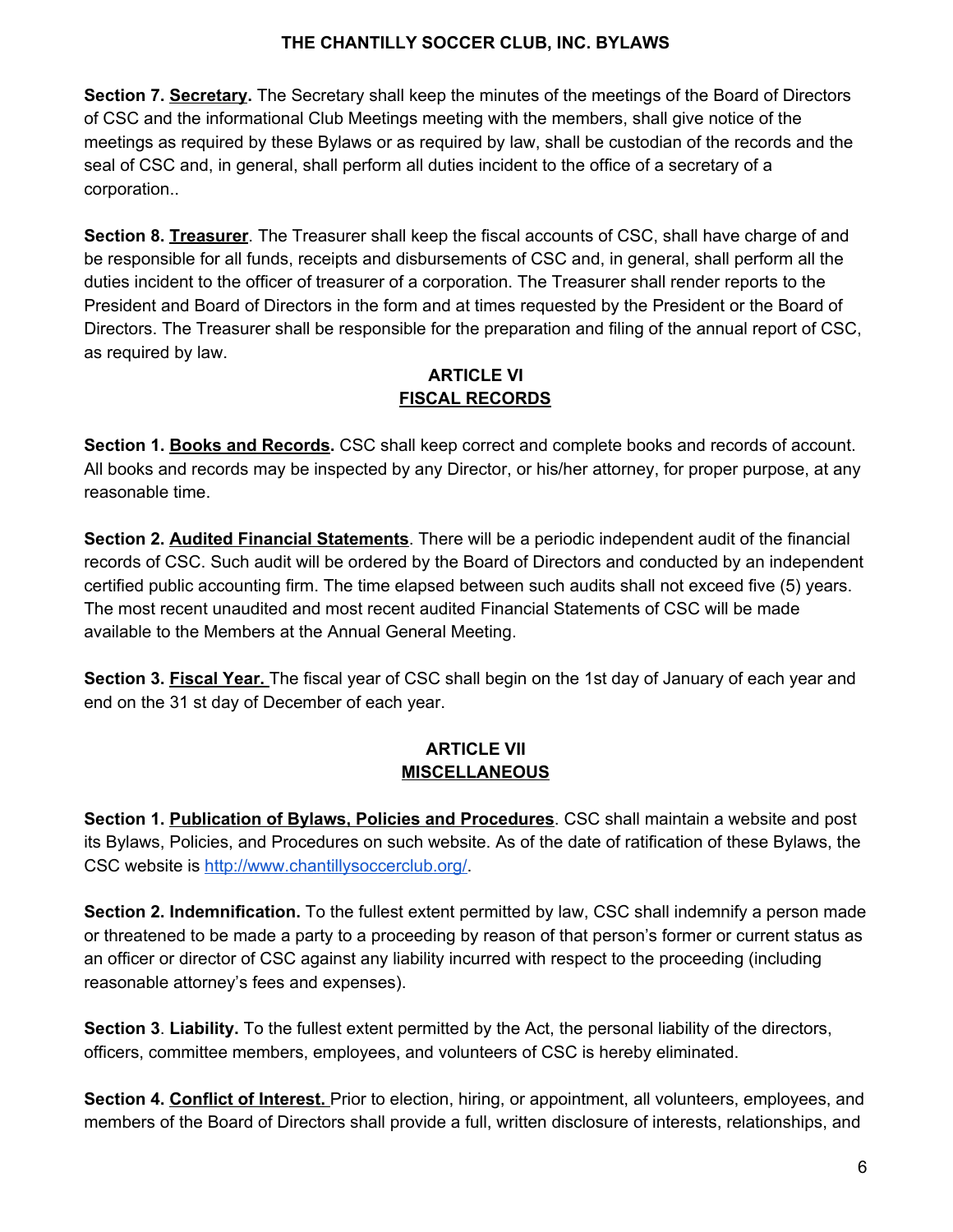**Section 7. Secretary.** The Secretary shall keep the minutes of the meetings of the Board of Directors of CSC and the informational Club Meetings meeting with the members, shall give notice of the meetings as required by these Bylaws or as required by law, shall be custodian of the records and the seal of CSC and, in general, shall perform all duties incident to the office of a secretary of a corporation..

**Section 8. Treasurer**. The Treasurer shall keep the fiscal accounts of CSC, shall have charge of and be responsible for all funds, receipts and disbursements of CSC and, in general, shall perform all the duties incident to the officer of treasurer of a corporation. The Treasurer shall render reports to the President and Board of Directors in the form and at times requested by the President or the Board of Directors. The Treasurer shall be responsible for the preparation and filing of the annual report of CSC, as required by law.

## ARTICLE VI
## FISCAL RECORDS

**Section 1. Books and Records.** CSC shall keep correct and complete books and records of account. All books and records may be inspected by any Director, or his/her attorney, for proper purpose, at any reasonable time.

**Section 2. Audited Financial Statements**. There will be a periodic independent audit of the financial records of CSC. Such audit will be ordered by the Board of Directors and conducted by an independent certified public accounting firm. The time elapsed between such audits shall not exceed five (5) years. The most recent unaudited and most recent audited Financial Statements of CSC will be made available to the Members at the Annual General Meeting.

**Section 3. Fiscal Year.** The fiscal year of CSC shall begin on the 1st day of January of each year and end on the 31 st day of December of each year.

## ARTICLE VII
## MISCELLANEOUS

**Section 1. Publication of Bylaws, Policies and Procedures**. CSC shall maintain a website and post its Bylaws, Policies, and Procedures on such website. As of the date of ratification of these Bylaws, the CSC website is http://www.chantillysoccerclub.org/.

**Section 2. Indemnification.** To the fullest extent permitted by law, CSC shall indemnify a person made or threatened to be made a party to a proceeding by reason of that person's former or current status as an officer or director of CSC against any liability incurred with respect to the proceeding (including reasonable attorney's fees and expenses).

**Section 3**. **Liability.** To the fullest extent permitted by the Act, the personal liability of the directors, officers, committee members, employees, and volunteers of CSC is hereby eliminated.

**Section 4. Conflict of Interest.** Prior to election, hiring, or appointment, all volunteers, employees, and members of the Board of Directors shall provide a full, written disclosure of interests, relationships, and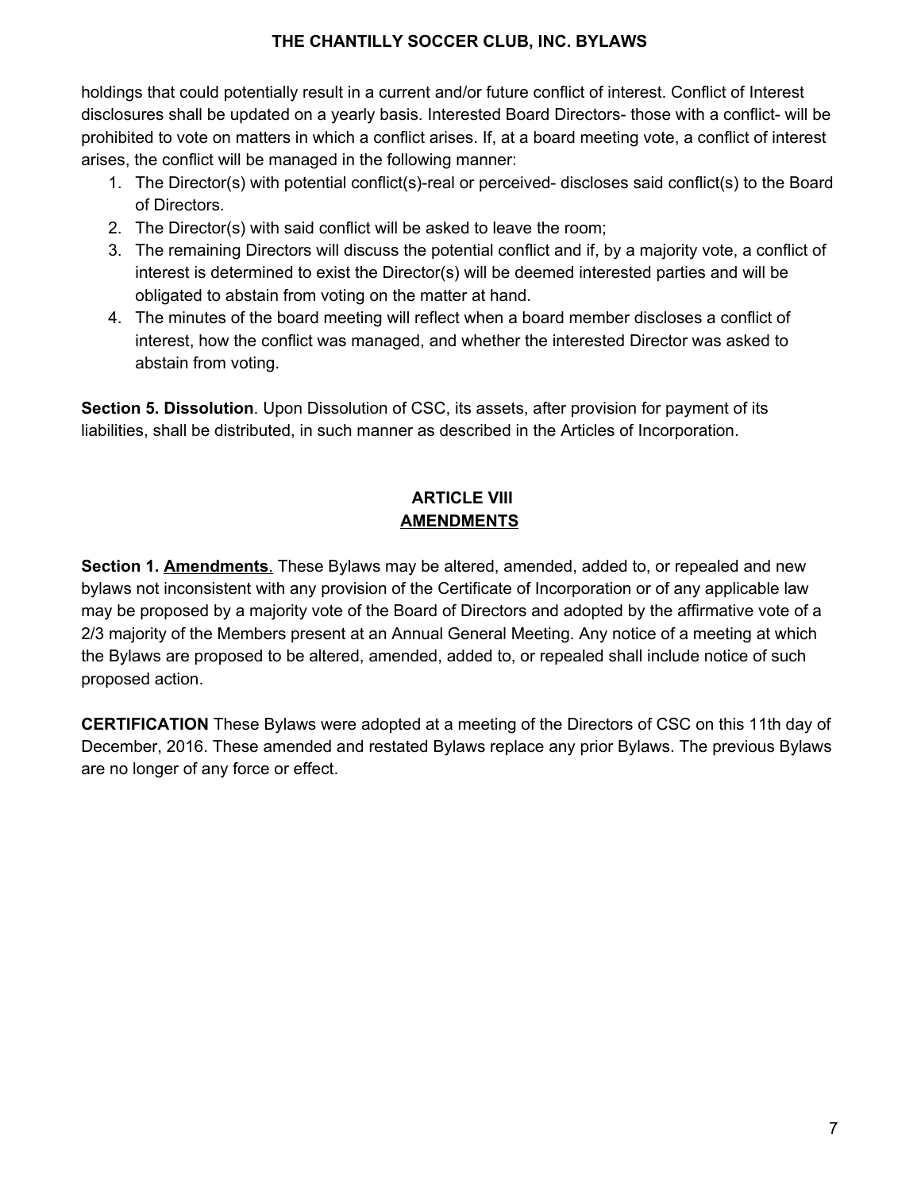holdings that could potentially result in a current and/or future conflict of interest. Conflict of Interest disclosures shall be updated on a yearly basis. Interested Board Directors- those with a conflict- will be prohibited to vote on matters in which a conflict arises. If, at a board meeting vote, a conflict of interest arises, the conflict will be managed in the following manner:

1. The Director(s) with potential conflict(s)-real or perceived- discloses said conflict(s) to the Board of Directors.
2. The Director(s) with said conflict will be asked to leave the room;
3. The remaining Directors will discuss the potential conflict and if, by a majority vote, a conflict of interest is determined to exist the Director(s) will be deemed interested parties and will be obligated to abstain from voting on the matter at hand.
4. The minutes of the board meeting will reflect when a board member discloses a conflict of interest, how the conflict was managed, and whether the interested Director was asked to abstain from voting.

**Section 5. Dissolution**. Upon Dissolution of CSC, its assets, after provision for payment of its liabilities, shall be distributed, in such manner as described in the Articles of Incorporation.

## ARTICLE VIII
## AMENDMENTS

**Section 1. Amendments**. These Bylaws may be altered, amended, added to, or repealed and new bylaws not inconsistent with any provision of the Certificate of Incorporation or of any applicable law may be proposed by a majority vote of the Board of Directors and adopted by the affirmative vote of a 2/3 majority of the Members present at an Annual General Meeting. Any notice of a meeting at which the Bylaws are proposed to be altered, amended, added to, or repealed shall include notice of such proposed action.

**CERTIFICATION** These Bylaws were adopted at a meeting of the Directors of CSC on this 11th day of December, 2016. These amended and restated Bylaws replace any prior Bylaws. The previous Bylaws are no longer of any force or effect.